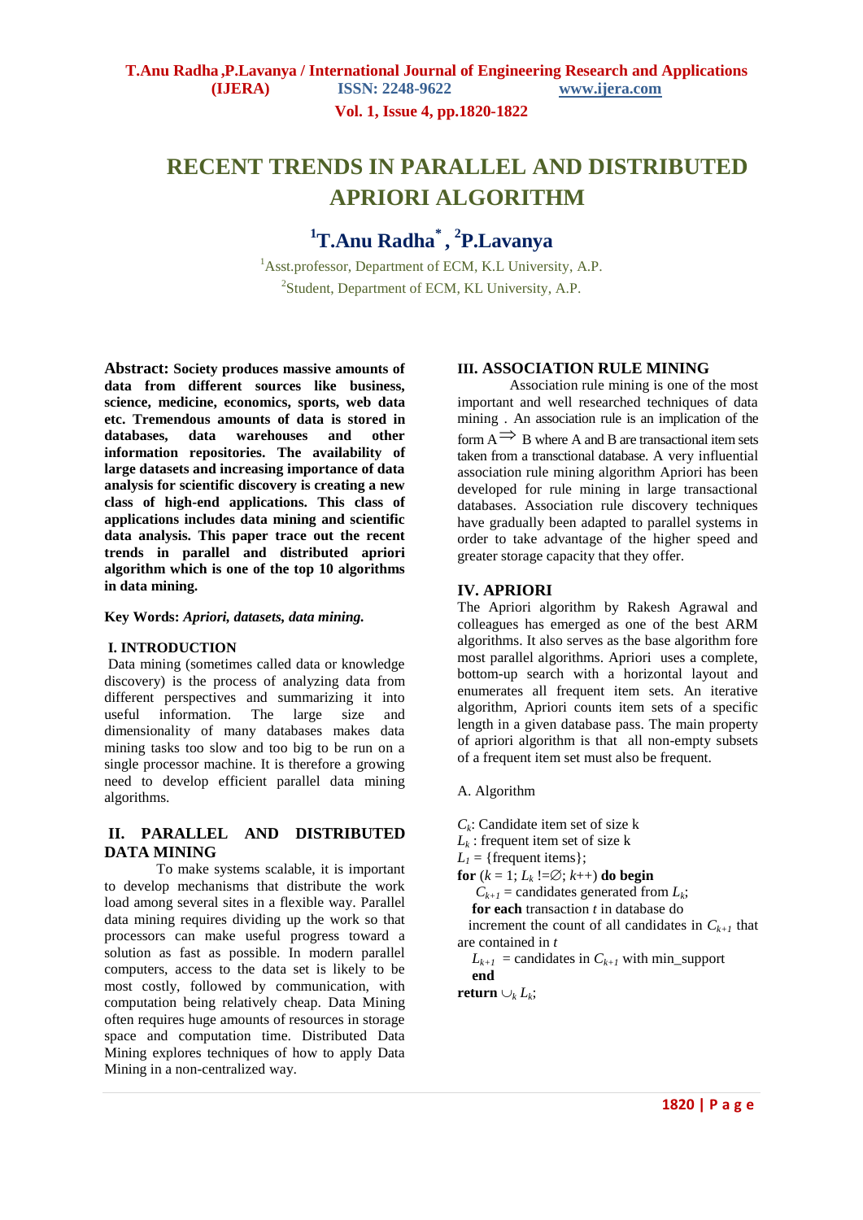# RECENT TRENDS IN PARALLEL AND DISTRIBUTED APRIORI ALGORITHM

## [1]T.Anu Radha[*], [2]P.Lavanya

[1]Asst.professor, Department of ECM, K.L University, A.P.
[2]Student, Department of ECM, KL University, A.P.

**Abstract: Society produces massive amounts of data from different sources like business, science, medicine, economics, sports, web data etc. Tremendous amounts of data is stored in databases, data warehouses and other information repositories. The availability of large datasets and increasing importance of data analysis for scientific discovery is creating a new class of high-end applications. This class of applications includes data mining and scientific data analysis. This paper trace out the recent trends in parallel and distributed apriori algorithm which is one of the top 10 algorithms in data mining.**

**Key Words:** ***Apriori, datasets, data mining.***

### I. INTRODUCTION

Data mining (sometimes called data or knowledge discovery) is the process of analyzing data from different perspectives and summarizing it into useful information. The large size and dimensionality of many databases makes data mining tasks too slow and too big to be run on a single processor machine. It is therefore a growing need to develop efficient parallel data mining algorithms.

### II. PARALLEL AND DISTRIBUTED DATA MINING

To make systems scalable, it is important to develop mechanisms that distribute the work load among several sites in a flexible way. Parallel data mining requires dividing up the work so that processors can make useful progress toward a solution as fast as possible. In modern parallel computers, access to the data set is likely to be most costly, followed by communication, with computation being relatively cheap. Data Mining often requires huge amounts of resources in storage space and computation time. Distributed Data Mining explores techniques of how to apply Data Mining in a non-centralized way.

### III. ASSOCIATION RULE MINING

Association rule mining is one of the most important and well researched techniques of data mining . An association rule is an implication of the form $A \Rightarrow B$ where A and B are transactional item sets taken from a transctional database. A very influential association rule mining algorithm Apriori has been developed for rule mining in large transactional databases. Association rule discovery techniques have gradually been adapted to parallel systems in order to take advantage of the higher speed and greater storage capacity that they offer.

### IV. APRIORI

The Apriori algorithm by Rakesh Agrawal and colleagues has emerged as one of the best ARM algorithms. It also serves as the base algorithm fore most parallel algorithms. Apriori uses a complete, bottom-up search with a horizontal layout and enumerates all frequent item sets. An iterative algorithm, Apriori counts item sets of a specific length in a given database pass. The main property of apriori algorithm is that all non-empty subsets of a frequent item set must also be frequent.

A. Algorithm

$C_k$: Candidate item set of size k
$L_k$ : frequent item set of size k
$L_1$ = {frequent items};
**for** ($k$ = 1; $L_k$ !=$\varnothing$; $k$++) **do begin**
  $C_{k+1}$ = candidates generated from $L_k$;
  **for each** transaction $t$ in database do
  increment the count of all candidates in $C_{k+1}$ that are contained in $t$
  $L_{k+1}$ = candidates in $C_{k+1}$ with min_support
  **end**
**return** $\cup_k L_k$;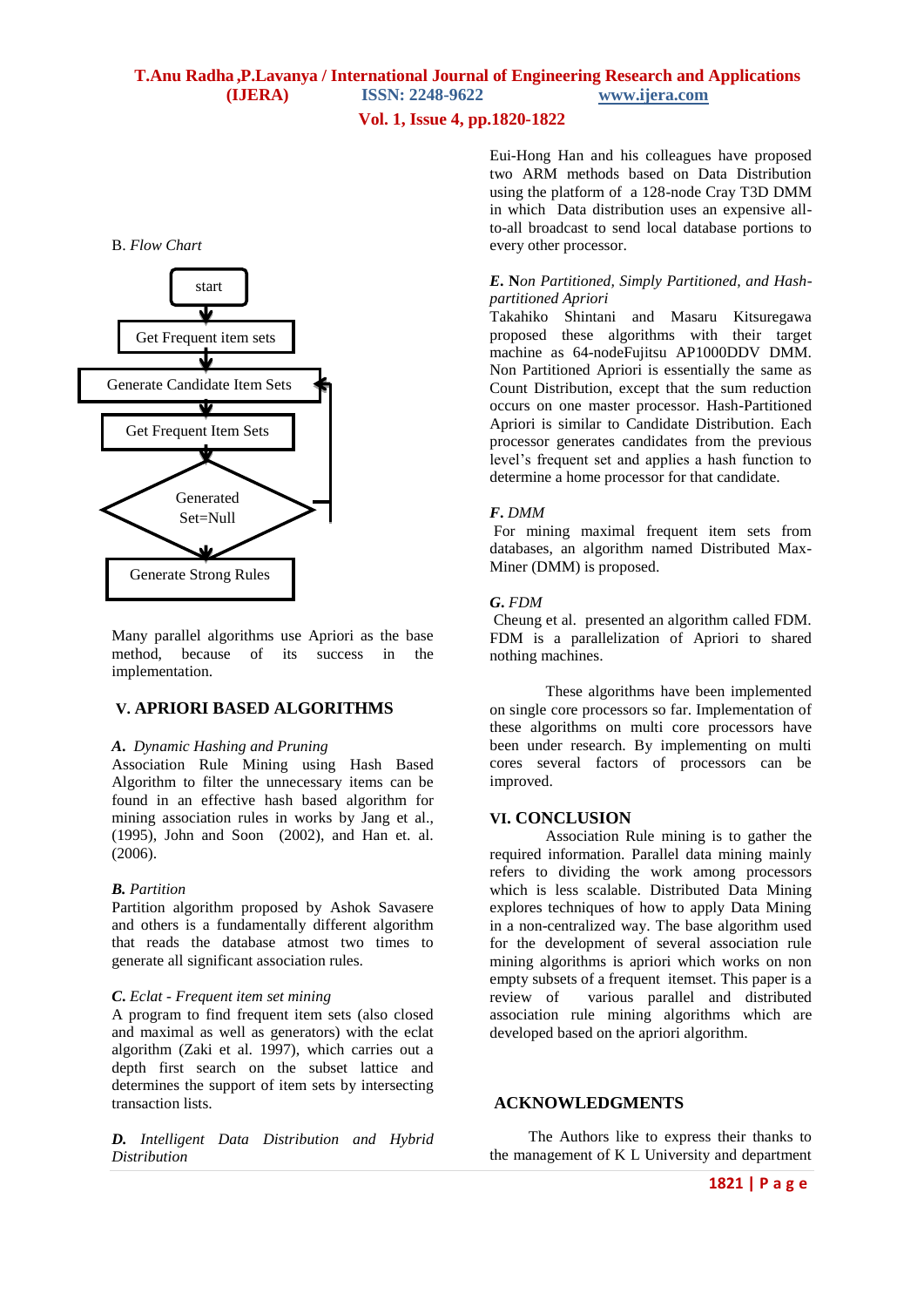B. *Flow Chart*

start → Get Frequent item sets → Generate Candidate Item Sets → Get Frequent Item Sets → Generated Set=Null (loop back to Generate Candidate Item Sets) → Generate Strong Rules

Many parallel algorithms use Apriori as the base method, because of its success in the implementation.

## V. APRIORI BASED ALGORITHMS

***A.*** *Dynamic Hashing and Pruning*

Association Rule Mining using Hash Based Algorithm to filter the unnecessary items can be found in an effective hash based algorithm for mining association rules in works by Jang et al., (1995), John and Soon (2002), and Han et. al. (2006).

***B.*** *Partition*

Partition algorithm proposed by Ashok Savasere and others is a fundamentally different algorithm that reads the database atmost two times to generate all significant association rules.

***C.*** *Eclat - Frequent item set mining*

A program to find frequent item sets (also closed and maximal as well as generators) with the eclat algorithm (Zaki et al. 1997), which carries out a depth first search on the subset lattice and determines the support of item sets by intersecting transaction lists.

***D.*** *Intelligent Data Distribution and Hybrid Distribution*

Eui-Hong Han and his colleagues have proposed two ARM methods based on Data Distribution using the platform of a 128-node Cray T3D DMM in which Data distribution uses an expensive all-to-all broadcast to send local database portions to every other processor.

***E.*** **N***on Partitioned, Simply Partitioned, and Hash-partitioned Apriori*

Takahiko Shintani and Masaru Kitsuregawa proposed these algorithms with their target machine as 64-nodeFujitsu AP1000DDV DMM. Non Partitioned Apriori is essentially the same as Count Distribution, except that the sum reduction occurs on one master processor. Hash-Partitioned Apriori is similar to Candidate Distribution. Each processor generates candidates from the previous level's frequent set and applies a hash function to determine a home processor for that candidate.

***F.*** *DMM*

For mining maximal frequent item sets from databases, an algorithm named Distributed Max-Miner (DMM) is proposed.

***G.*** *FDM*

Cheung et al. presented an algorithm called FDM. FDM is a parallelization of Apriori to shared nothing machines.

These algorithms have been implemented on single core processors so far. Implementation of these algorithms on multi core processors have been under research. By implementing on multi cores several factors of processors can be improved.

## VI. CONCLUSION

Association Rule mining is to gather the required information. Parallel data mining mainly refers to dividing the work among processors which is less scalable. Distributed Data Mining explores techniques of how to apply Data Mining in a non-centralized way. The base algorithm used for the development of several association rule mining algorithms is apriori which works on non empty subsets of a frequent itemset. This paper is a review of various parallel and distributed association rule mining algorithms which are developed based on the apriori algorithm.

## ACKNOWLEDGMENTS

The Authors like to express their thanks to the management of K L University and department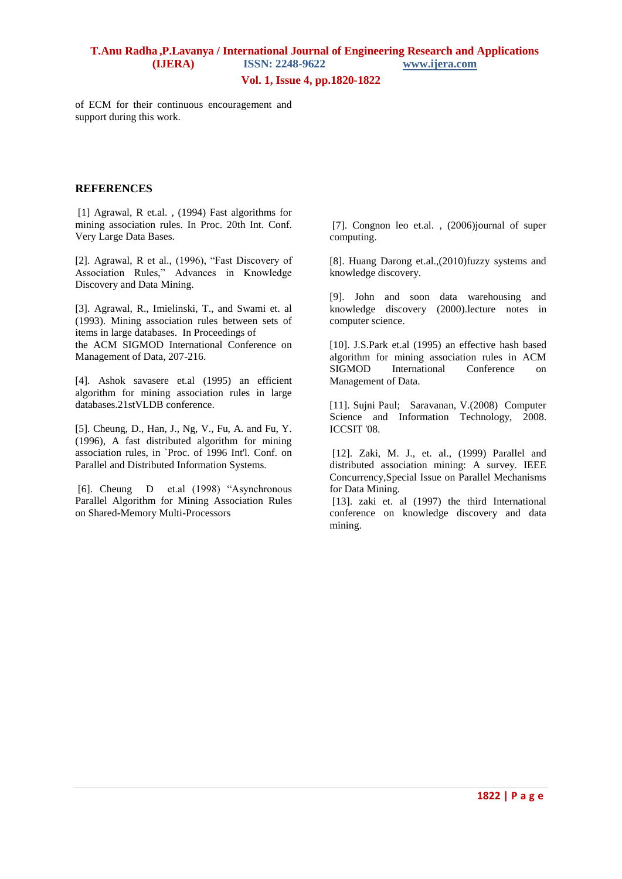of ECM for their continuous encouragement and support during this work.

## REFERENCES

[1] Agrawal, R et.al. , (1994) Fast algorithms for mining association rules. In Proc. 20th Int. Conf. Very Large Data Bases.

[2]. Agrawal, R et al., (1996), "Fast Discovery of Association Rules," Advances in Knowledge Discovery and Data Mining.

[3]. Agrawal, R., Imielinski, T., and Swami et. al (1993). Mining association rules between sets of items in large databases. In Proceedings of the ACM SIGMOD International Conference on Management of Data, 207-216.

[4]. Ashok savasere et.al (1995) an efficient algorithm for mining association rules in large databases.21stVLDB conference.

[5]. Cheung, D., Han, J., Ng, V., Fu, A. and Fu, Y. (1996), A fast distributed algorithm for mining association rules, in `Proc. of 1996 Int'l. Conf. on Parallel and Distributed Information Systems.

[6]. Cheung D et.al (1998) "Asynchronous Parallel Algorithm for Mining Association Rules on Shared-Memory Multi-Processors

[7]. Congnon leo et.al. , (2006)journal of super computing.

[8]. Huang Darong et.al.,(2010)fuzzy systems and knowledge discovery.

[9]. John and soon data warehousing and knowledge discovery (2000).lecture notes in computer science.

[10]. J.S.Park et.al (1995) an effective hash based algorithm for mining association rules in ACM SIGMOD International Conference on Management of Data.

[11]. Sujni Paul; Saravanan, V.(2008) Computer Science and Information Technology, 2008. ICCSIT '08.

[12]. Zaki, M. J., et. al., (1999) Parallel and distributed association mining: A survey. IEEE Concurrency,Special Issue on Parallel Mechanisms for Data Mining.

[13]. zaki et. al (1997) the third International conference on knowledge discovery and data mining.